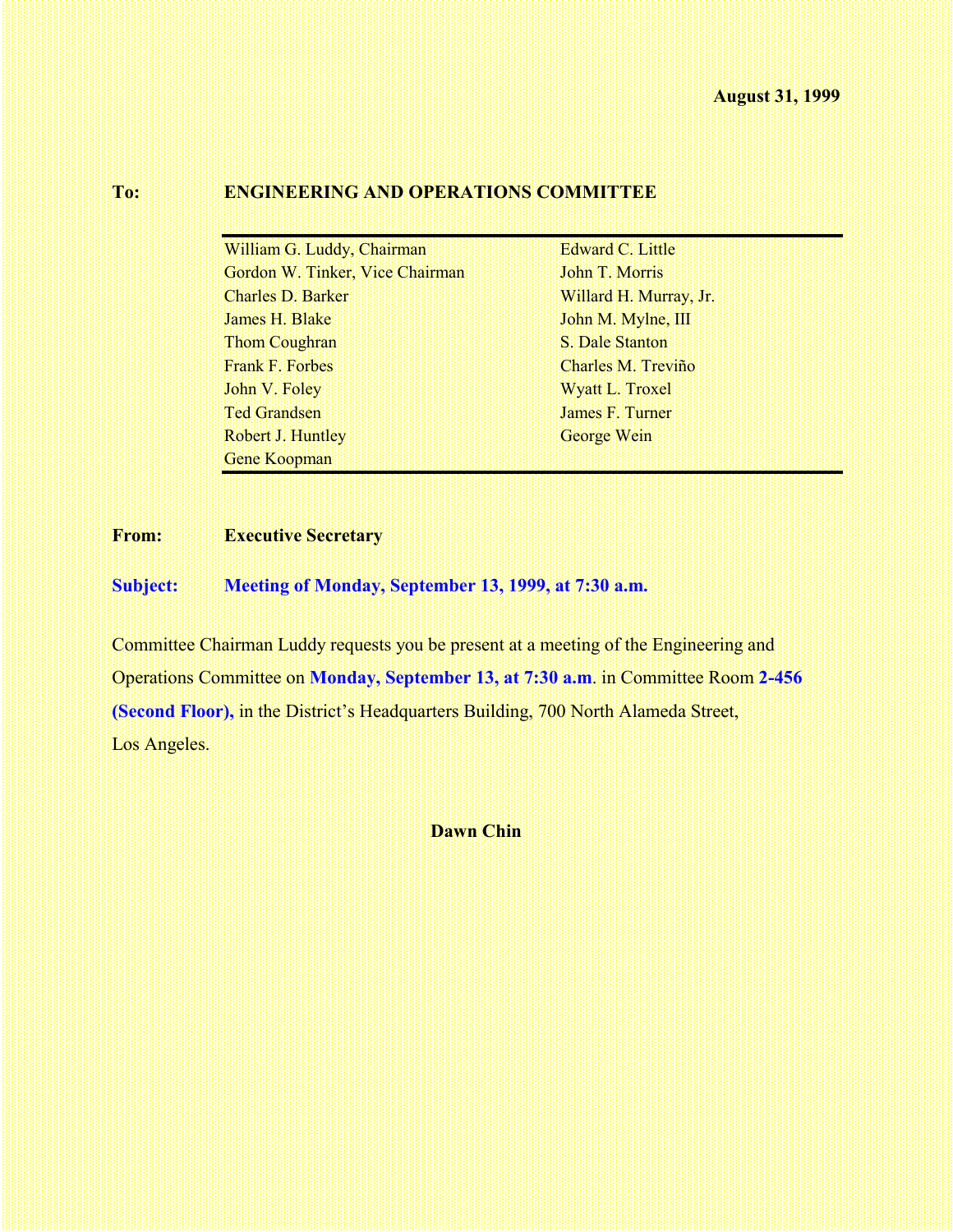**August 31, 1999**

**To:** **ENGINEERING AND OPERATIONS COMMITTEE**

| | |
|---|---|
| William G. Luddy, Chairman | Edward C. Little |
| Gordon W. Tinker, Vice Chairman | John T. Morris |
| Charles D. Barker | Willard H. Murray, Jr. |
| James H. Blake | John M. Mylne, III |
| Thom Coughran | S. Dale Stanton |
| Frank F. Forbes | Charles M. Treviño |
| John V. Foley | Wyatt L. Troxel |
| Ted Grandsen | James F. Turner |
| Robert J. Huntley | George Wein |
| Gene Koopman | |

**From:** **Executive Secretary**

**Subject:** **Meeting of Monday, September 13, 1999, at 7:30 a.m.**

Committee Chairman Luddy requests you be present at a meeting of the Engineering and Operations Committee on **Monday, September 13, at 7:30 a.m**. in Committee Room **2-456 (Second Floor),** in the District's Headquarters Building, 700 North Alameda Street, Los Angeles.

**Dawn Chin**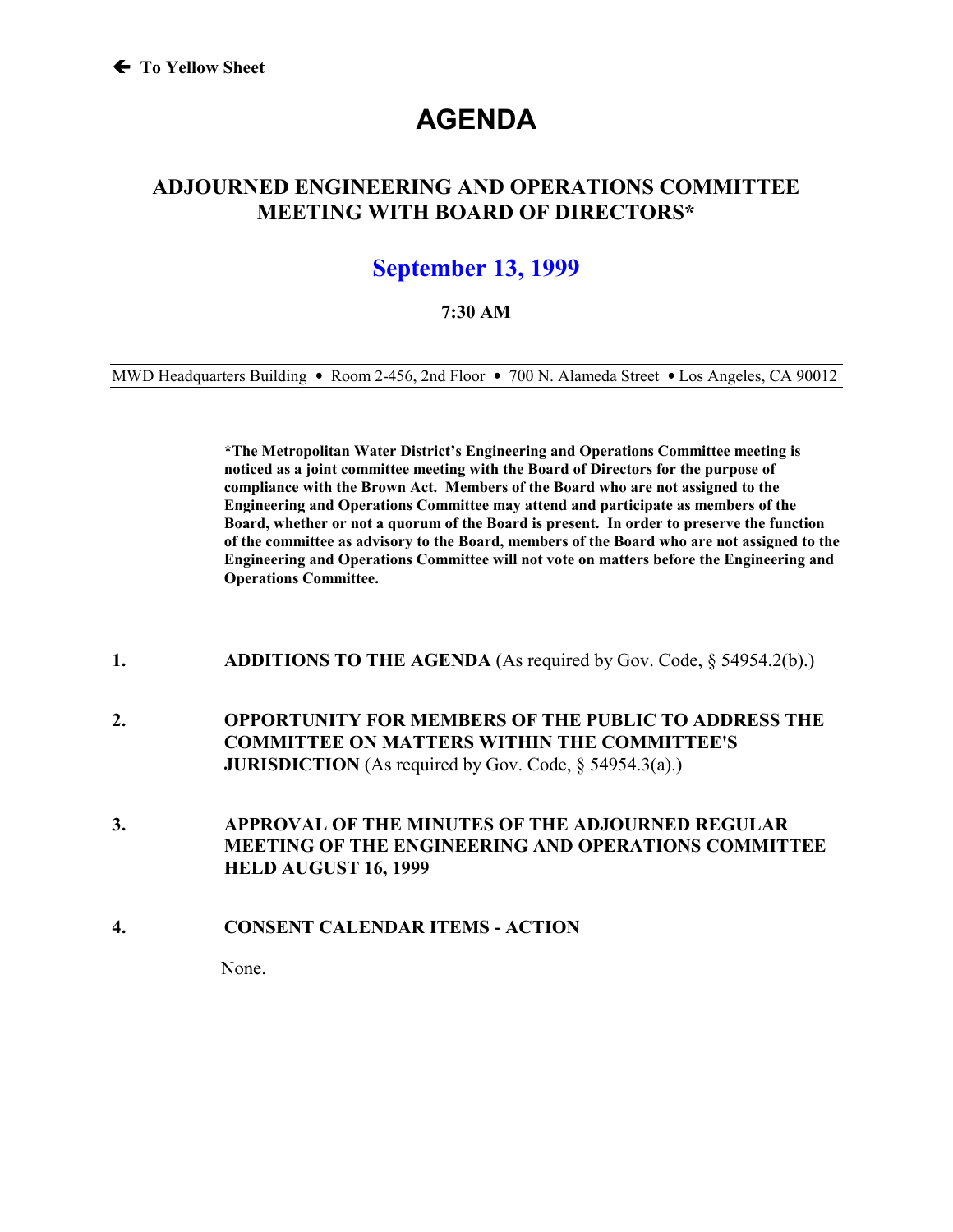🡐 To Yellow Sheet

# AGENDA

## ADJOURNED ENGINEERING AND OPERATIONS COMMITTEE MEETING WITH BOARD OF DIRECTORS*

## September 13, 1999

**7:30 AM**

MWD Headquarters Building • Room 2-456, 2nd Floor • 700 N. Alameda Street • Los Angeles, CA 90012

**\*The Metropolitan Water District's Engineering and Operations Committee meeting is noticed as a joint committee meeting with the Board of Directors for the purpose of compliance with the Brown Act. Members of the Board who are not assigned to the Engineering and Operations Committee may attend and participate as members of the Board, whether or not a quorum of the Board is present. In order to preserve the function of the committee as advisory to the Board, members of the Board who are not assigned to the Engineering and Operations Committee will not vote on matters before the Engineering and Operations Committee.**

1. **ADDITIONS TO THE AGENDA** (As required by Gov. Code, § 54954.2(b).)

2. **OPPORTUNITY FOR MEMBERS OF THE PUBLIC TO ADDRESS THE COMMITTEE ON MATTERS WITHIN THE COMMITTEE'S JURISDICTION** (As required by Gov. Code, § 54954.3(a).)

3. **APPROVAL OF THE MINUTES OF THE ADJOURNED REGULAR MEETING OF THE ENGINEERING AND OPERATIONS COMMITTEE HELD AUGUST 16, 1999**

4. **CONSENT CALENDAR ITEMS - ACTION**

   None.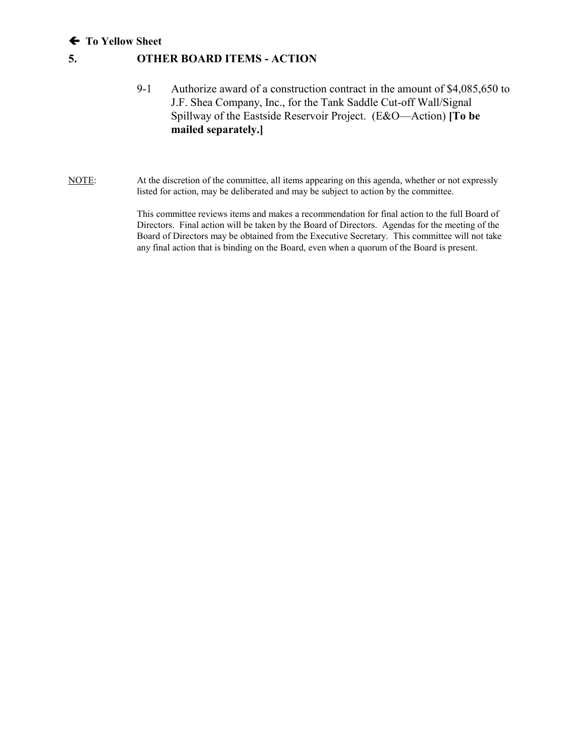🡐 **To Yellow Sheet**

## 5. OTHER BOARD ITEMS - ACTION

9-1 Authorize award of a construction contract in the amount of $4,085,650 to J.F. Shea Company, Inc., for the Tank Saddle Cut-off Wall/Signal Spillway of the Eastside Reservoir Project. (E&O—Action) **[To be mailed separately.]**

NOTE: At the discretion of the committee, all items appearing on this agenda, whether or not expressly listed for action, may be deliberated and may be subject to action by the committee.

This committee reviews items and makes a recommendation for final action to the full Board of Directors. Final action will be taken by the Board of Directors. Agendas for the meeting of the Board of Directors may be obtained from the Executive Secretary. This committee will not take any final action that is binding on the Board, even when a quorum of the Board is present.